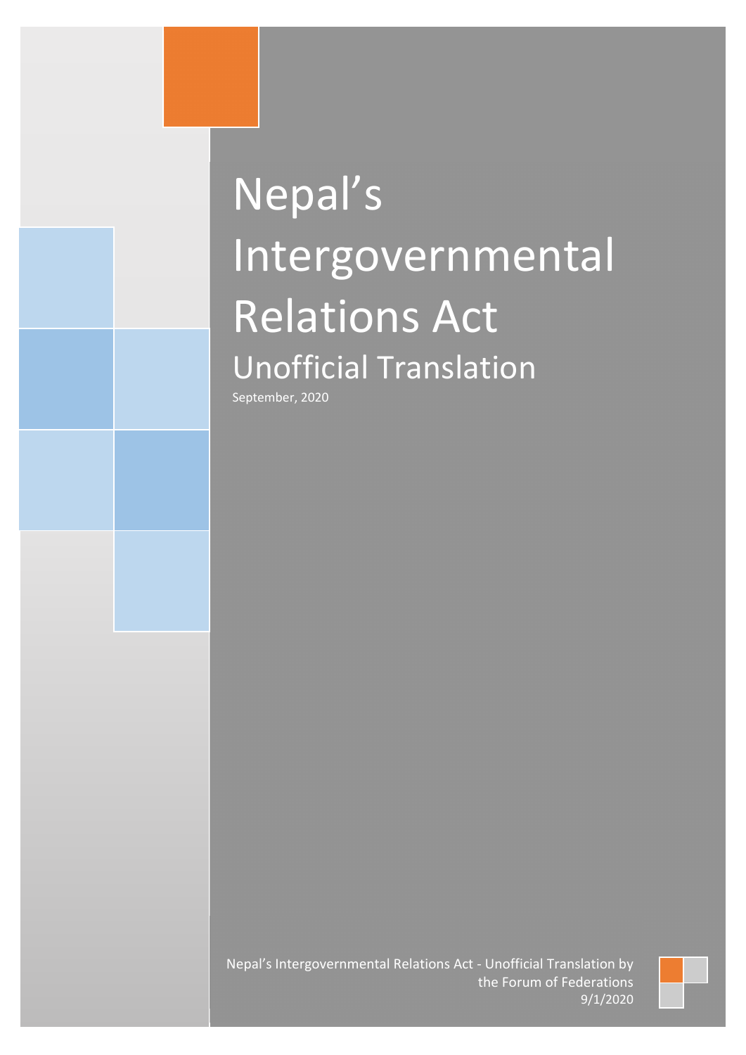# Nepal's Intergovernmental Relations Act

## Unofficial Translation

September, 2020

Nepal's Intergovernmental Relations Act - Unofficial Translation by the Forum of Federations

9/1/2020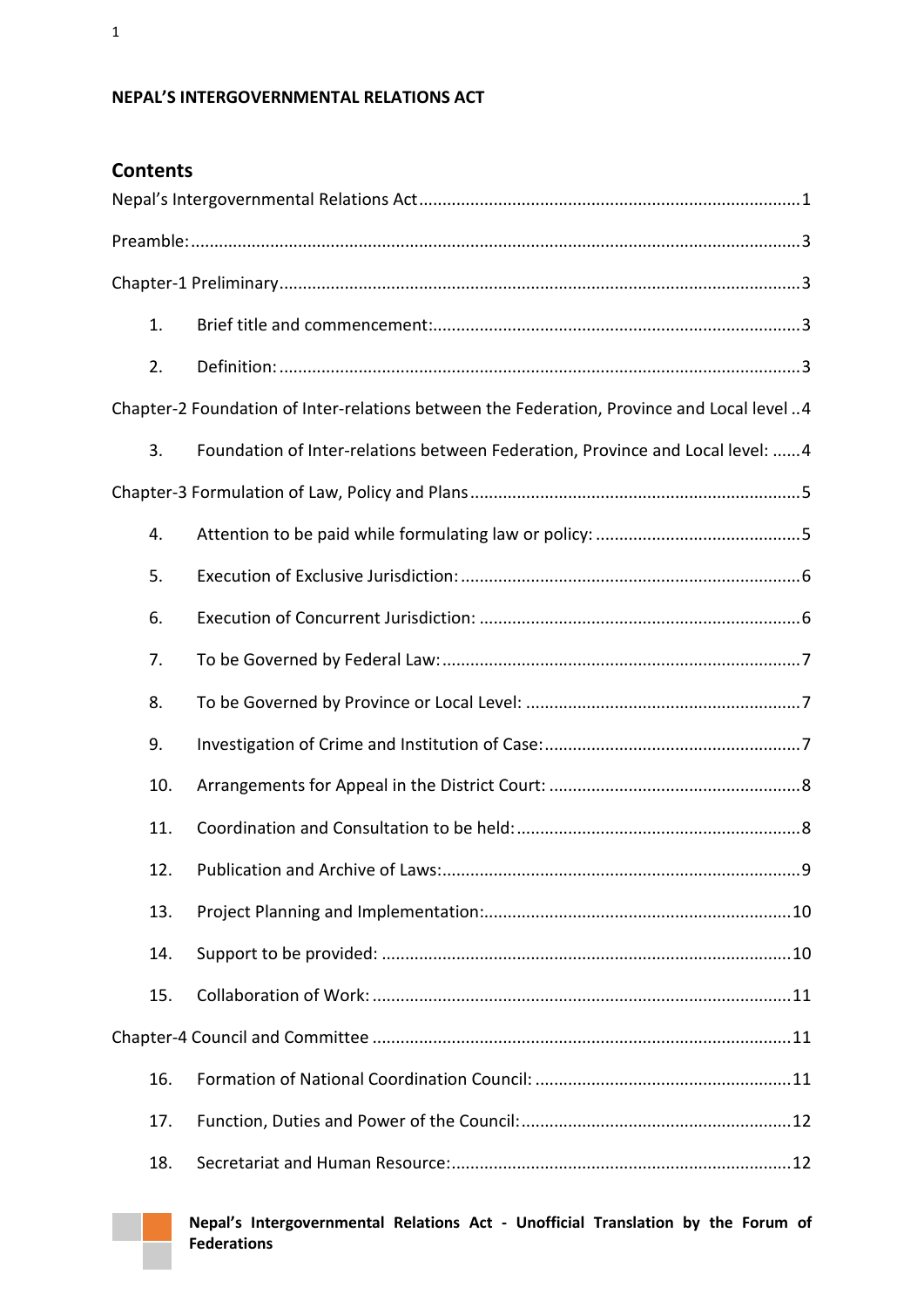**NEPAL'S INTERGOVERNMENTAL RELATIONS ACT**

## Contents

Nepal's Intergovernmental Relations Act .......... 1

Preamble: .......... 3

Chapter-1 Preliminary .......... 3

1. Brief title and commencement: .......... 3
2. Definition: .......... 3

Chapter-2 Foundation of Inter-relations between the Federation, Province and Local level .. 4

3. Foundation of Inter-relations between Federation, Province and Local level: ...... 4

Chapter-3 Formulation of Law, Policy and Plans .......... 5

4. Attention to be paid while formulating law or policy: .......... 5
5. Execution of Exclusive Jurisdiction: .......... 6
6. Execution of Concurrent Jurisdiction: .......... 6
7. To be Governed by Federal Law: .......... 7
8. To be Governed by Province or Local Level: .......... 7
9. Investigation of Crime and Institution of Case: .......... 7
10. Arrangements for Appeal in the District Court: .......... 8
11. Coordination and Consultation to be held: .......... 8
12. Publication and Archive of Laws: .......... 9
13. Project Planning and Implementation: .......... 10
14. Support to be provided: .......... 10
15. Collaboration of Work: .......... 11

Chapter-4 Council and Committee .......... 11

16. Formation of National Coordination Council: .......... 11
17. Function, Duties and Power of the Council: .......... 12
18. Secretariat and Human Resource: .......... 12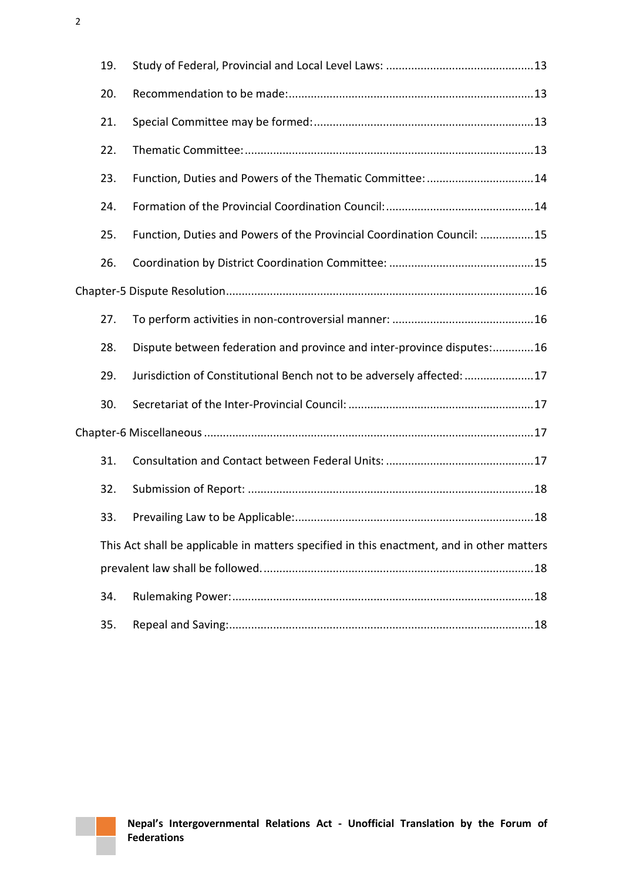19. Study of Federal, Provincial and Local Level Laws: ............................................... 13

20. Recommendation to be made: ............................................................................. 13

21. Special Committee may be formed: ..................................................................... 13

22. Thematic Committee: ........................................................................................... 13

23. Function, Duties and Powers of the Thematic Committee: .................................. 14

24. Formation of the Provincial Coordination Council: ............................................... 14

25. Function, Duties and Powers of the Provincial Coordination Council: ................. 15

26. Coordination by District Coordination Committee: .............................................. 15

Chapter-5 Dispute Resolution ................................................................................................ 16

27. To perform activities in non-controversial manner: ............................................. 16

28. Dispute between federation and province and inter-province disputes: ............. 16

29. Jurisdiction of Constitutional Bench not to be adversely affected: ...................... 17

30. Secretariat of the Inter-Provincial Council: ........................................................... 17

Chapter-6 Miscellaneous ....................................................................................................... 17

31. Consultation and Contact between Federal Units: ............................................... 17

32. Submission of Report: .......................................................................................... 18

33. Prevailing Law to be Applicable: ........................................................................... 18

This Act shall be applicable in matters specified in this enactment, and in other matters prevalent law shall be followed. ..................................................................................... 18

34. Rulemaking Power: ............................................................................................... 18

35. Repeal and Saving: ................................................................................................ 18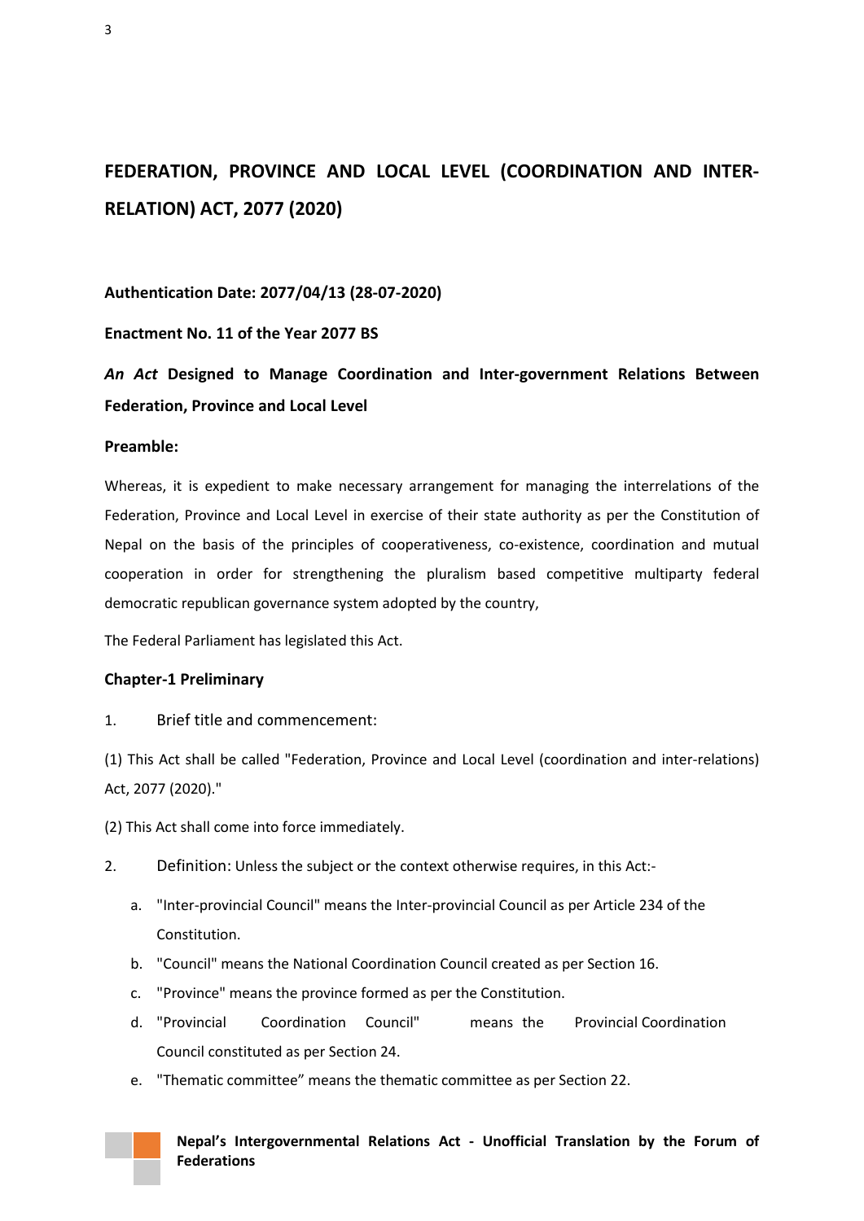# FEDERATION, PROVINCE AND LOCAL LEVEL (COORDINATION AND INTER-RELATION) ACT, 2077 (2020)

**Authentication Date: 2077/04/13 (28-07-2020)**

**Enactment No. 11 of the Year 2077 BS**

## *An Act* Designed to Manage Coordination and Inter-government Relations Between Federation, Province and Local Level

**Preamble:**

Whereas, it is expedient to make necessary arrangement for managing the interrelations of the Federation, Province and Local Level in exercise of their state authority as per the Constitution of Nepal on the basis of the principles of cooperativeness, co-existence, coordination and mutual cooperation in order for strengthening the pluralism based competitive multiparty federal democratic republican governance system adopted by the country,

The Federal Parliament has legislated this Act.

### Chapter-1 Preliminary

1. Brief title and commencement:

(1) This Act shall be called "Federation, Province and Local Level (coordination and inter-relations) Act, 2077 (2020)."

(2) This Act shall come into force immediately.

2. Definition: Unless the subject or the context otherwise requires, in this Act:-

   a. "Inter-provincial Council" means the Inter-provincial Council as per Article 234 of the Constitution.
   b. "Council" means the National Coordination Council created as per Section 16.
   c. "Province" means the province formed as per the Constitution.
   d. "Provincial Coordination Council" means the Provincial Coordination Council constituted as per Section 24.
   e. "Thematic committee" means the thematic committee as per Section 22.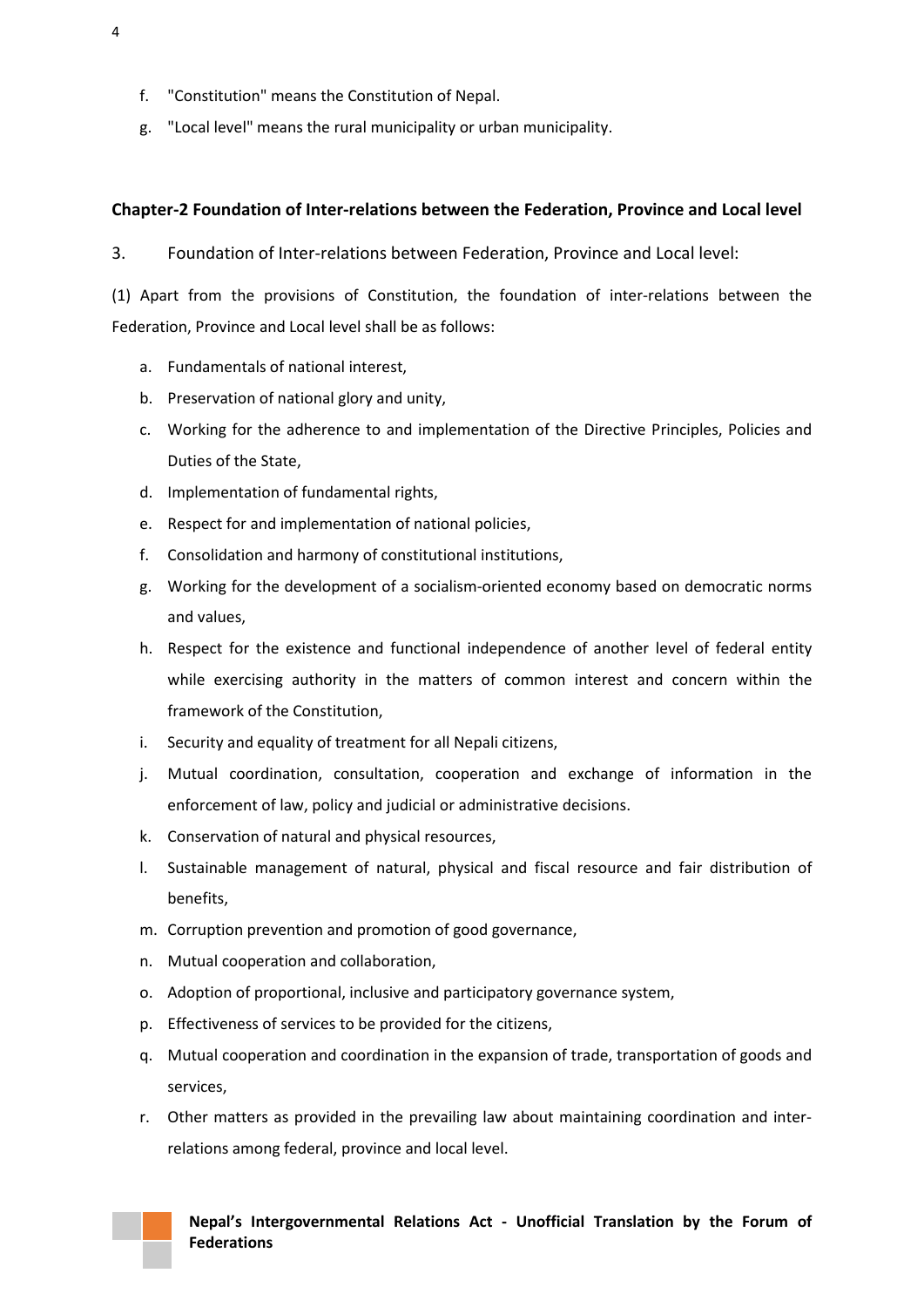f. "Constitution" means the Constitution of Nepal.

g. "Local level" means the rural municipality or urban municipality.

## Chapter-2 Foundation of Inter-relations between the Federation, Province and Local level

### 3. Foundation of Inter-relations between Federation, Province and Local level:

(1) Apart from the provisions of Constitution, the foundation of inter-relations between the Federation, Province and Local level shall be as follows:

a. Fundamentals of national interest,

b. Preservation of national glory and unity,

c. Working for the adherence to and implementation of the Directive Principles, Policies and Duties of the State,

d. Implementation of fundamental rights,

e. Respect for and implementation of national policies,

f. Consolidation and harmony of constitutional institutions,

g. Working for the development of a socialism-oriented economy based on democratic norms and values,

h. Respect for the existence and functional independence of another level of federal entity while exercising authority in the matters of common interest and concern within the framework of the Constitution,

i. Security and equality of treatment for all Nepali citizens,

j. Mutual coordination, consultation, cooperation and exchange of information in the enforcement of law, policy and judicial or administrative decisions.

k. Conservation of natural and physical resources,

l. Sustainable management of natural, physical and fiscal resource and fair distribution of benefits,

m. Corruption prevention and promotion of good governance,

n. Mutual cooperation and collaboration,

o. Adoption of proportional, inclusive and participatory governance system,

p. Effectiveness of services to be provided for the citizens,

q. Mutual cooperation and coordination in the expansion of trade, transportation of goods and services,

r. Other matters as provided in the prevailing law about maintaining coordination and inter-relations among federal, province and local level.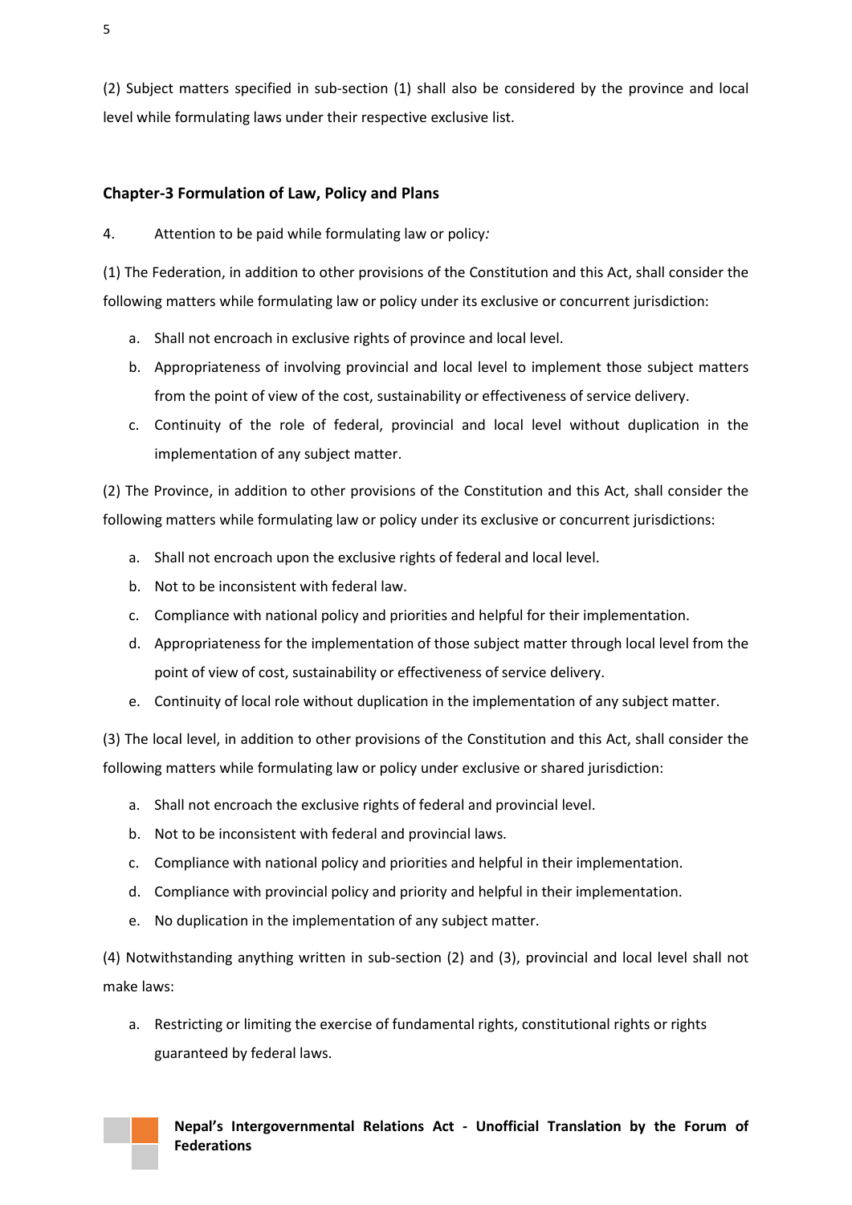(2) Subject matters specified in sub-section (1) shall also be considered by the province and local level while formulating laws under their respective exclusive list.

### Chapter-3 Formulation of Law, Policy and Plans

4. Attention to be paid while formulating law or policy*:*

(1) The Federation, in addition to other provisions of the Constitution and this Act, shall consider the following matters while formulating law or policy under its exclusive or concurrent jurisdiction:

a. Shall not encroach in exclusive rights of province and local level.
b. Appropriateness of involving provincial and local level to implement those subject matters from the point of view of the cost, sustainability or effectiveness of service delivery.
c. Continuity of the role of federal, provincial and local level without duplication in the implementation of any subject matter.

(2) The Province, in addition to other provisions of the Constitution and this Act, shall consider the following matters while formulating law or policy under its exclusive or concurrent jurisdictions:

a. Shall not encroach upon the exclusive rights of federal and local level.
b. Not to be inconsistent with federal law.
c. Compliance with national policy and priorities and helpful for their implementation.
d. Appropriateness for the implementation of those subject matter through local level from the point of view of cost, sustainability or effectiveness of service delivery.
e. Continuity of local role without duplication in the implementation of any subject matter.

(3) The local level, in addition to other provisions of the Constitution and this Act, shall consider the following matters while formulating law or policy under exclusive or shared jurisdiction:

a. Shall not encroach the exclusive rights of federal and provincial level.
b. Not to be inconsistent with federal and provincial laws.
c. Compliance with national policy and priorities and helpful in their implementation.
d. Compliance with provincial policy and priority and helpful in their implementation.
e. No duplication in the implementation of any subject matter.

(4) Notwithstanding anything written in sub-section (2) and (3), provincial and local level shall not make laws:

a. Restricting or limiting the exercise of fundamental rights, constitutional rights or rights guaranteed by federal laws.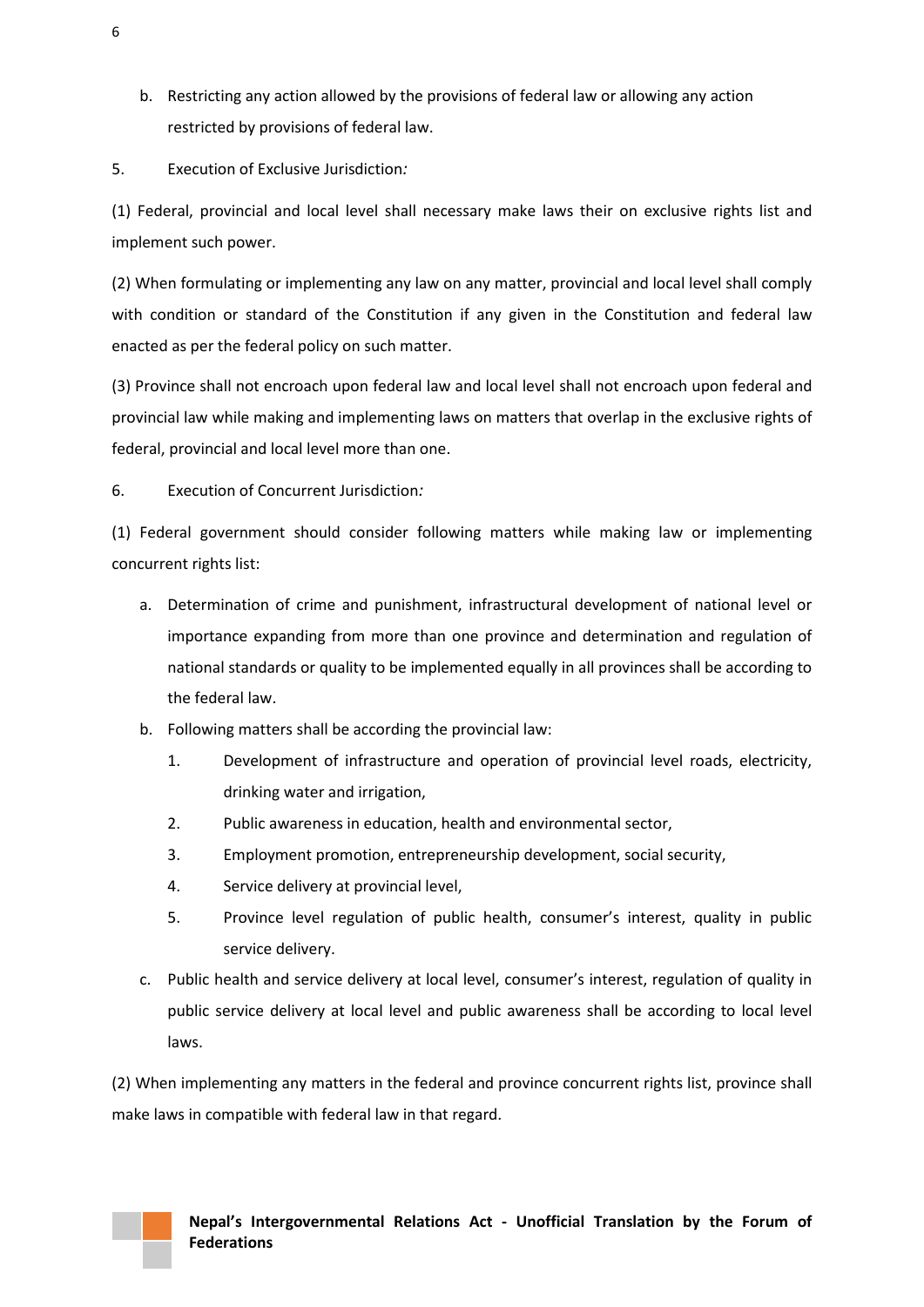b. Restricting any action allowed by the provisions of federal law or allowing any action restricted by provisions of federal law.

5. Execution of Exclusive Jurisdiction*:*

(1) Federal, provincial and local level shall necessary make laws their on exclusive rights list and implement such power.

(2) When formulating or implementing any law on any matter, provincial and local level shall comply with condition or standard of the Constitution if any given in the Constitution and federal law enacted as per the federal policy on such matter.

(3) Province shall not encroach upon federal law and local level shall not encroach upon federal and provincial law while making and implementing laws on matters that overlap in the exclusive rights of federal, provincial and local level more than one.

6. Execution of Concurrent Jurisdiction*:*

(1) Federal government should consider following matters while making law or implementing concurrent rights list:

a. Determination of crime and punishment, infrastructural development of national level or importance expanding from more than one province and determination and regulation of national standards or quality to be implemented equally in all provinces shall be according to the federal law.
b. Following matters shall be according the provincial law:
    1. Development of infrastructure and operation of provincial level roads, electricity, drinking water and irrigation,
    2. Public awareness in education, health and environmental sector,
    3. Employment promotion, entrepreneurship development, social security,
    4. Service delivery at provincial level,
    5. Province level regulation of public health, consumer's interest, quality in public service delivery.
c. Public health and service delivery at local level, consumer's interest, regulation of quality in public service delivery at local level and public awareness shall be according to local level laws.

(2) When implementing any matters in the federal and province concurrent rights list, province shall make laws in compatible with federal law in that regard.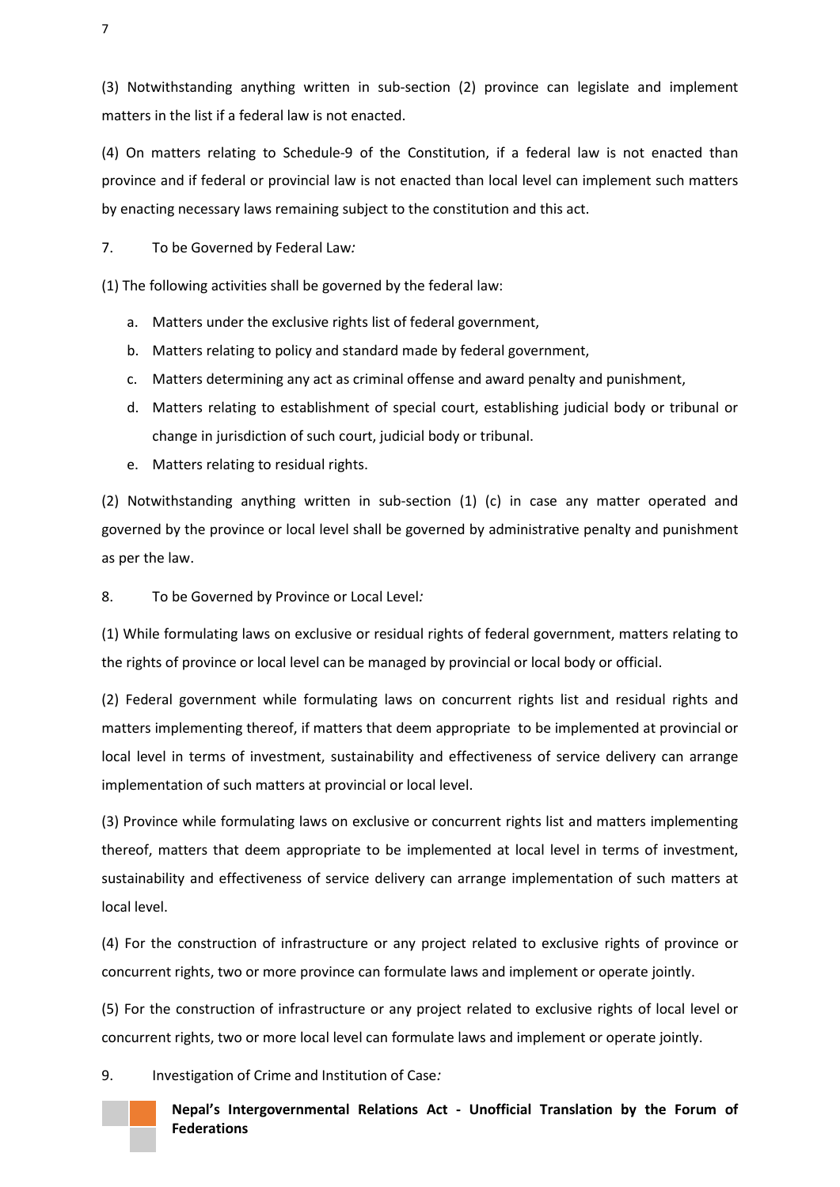(3) Notwithstanding anything written in sub-section (2) province can legislate and implement matters in the list if a federal law is not enacted.

(4) On matters relating to Schedule-9 of the Constitution, if a federal law is not enacted than province and if federal or provincial law is not enacted than local level can implement such matters by enacting necessary laws remaining subject to the constitution and this act.

7. To be Governed by Federal Law*:*

(1) The following activities shall be governed by the federal law:

a. Matters under the exclusive rights list of federal government,
b. Matters relating to policy and standard made by federal government,
c. Matters determining any act as criminal offense and award penalty and punishment,
d. Matters relating to establishment of special court, establishing judicial body or tribunal or change in jurisdiction of such court, judicial body or tribunal.
e. Matters relating to residual rights.

(2) Notwithstanding anything written in sub-section (1) (c) in case any matter operated and governed by the province or local level shall be governed by administrative penalty and punishment as per the law.

8. To be Governed by Province or Local Level*:*

(1) While formulating laws on exclusive or residual rights of federal government, matters relating to the rights of province or local level can be managed by provincial or local body or official.

(2) Federal government while formulating laws on concurrent rights list and residual rights and matters implementing thereof, if matters that deem appropriate to be implemented at provincial or local level in terms of investment, sustainability and effectiveness of service delivery can arrange implementation of such matters at provincial or local level.

(3) Province while formulating laws on exclusive or concurrent rights list and matters implementing thereof, matters that deem appropriate to be implemented at local level in terms of investment, sustainability and effectiveness of service delivery can arrange implementation of such matters at local level.

(4) For the construction of infrastructure or any project related to exclusive rights of province or concurrent rights, two or more province can formulate laws and implement or operate jointly.

(5) For the construction of infrastructure or any project related to exclusive rights of local level or concurrent rights, two or more local level can formulate laws and implement or operate jointly.

9. Investigation of Crime and Institution of Case*:*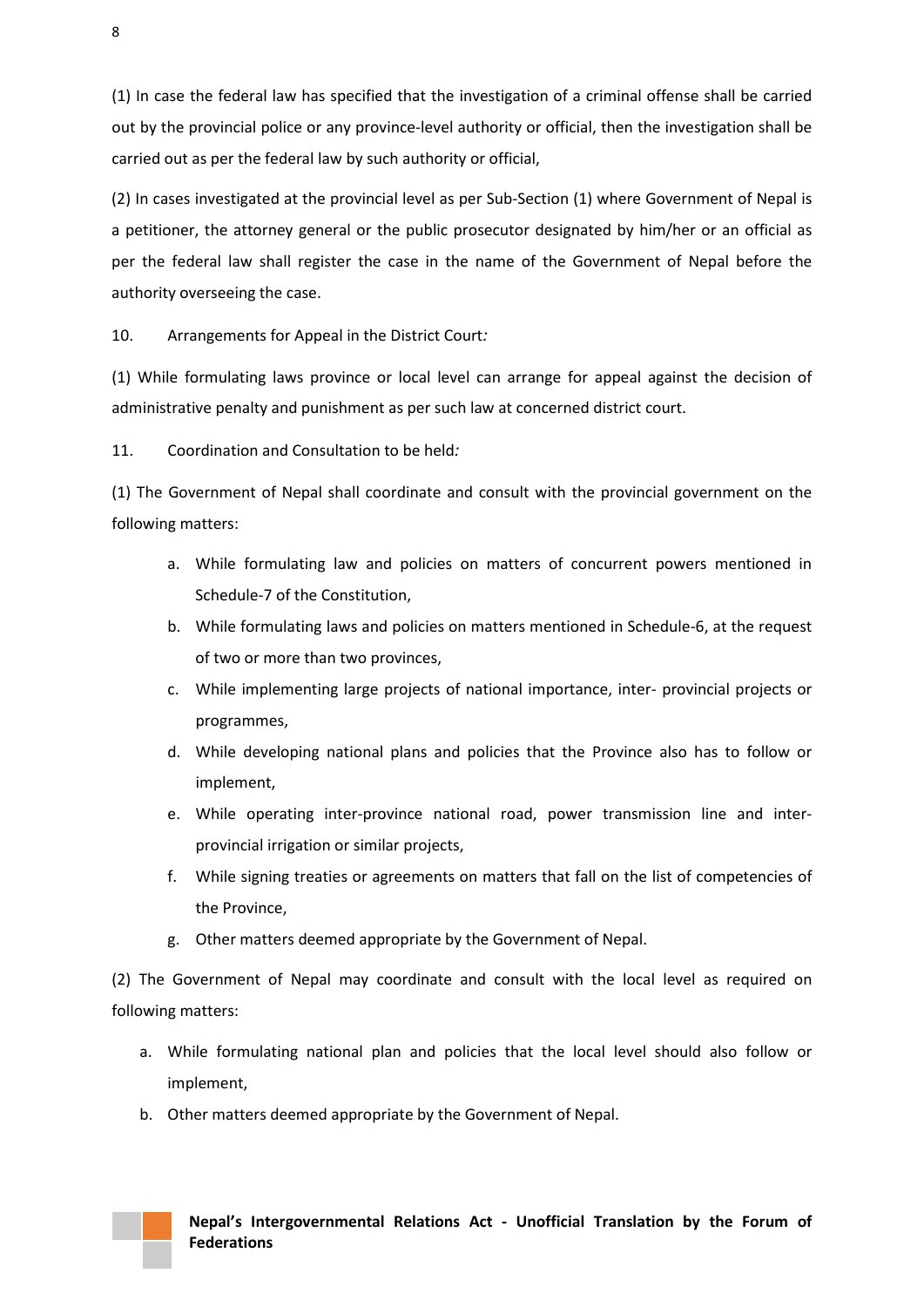(1) In case the federal law has specified that the investigation of a criminal offense shall be carried out by the provincial police or any province-level authority or official, then the investigation shall be carried out as per the federal law by such authority or official,

(2) In cases investigated at the provincial level as per Sub-Section (1) where Government of Nepal is a petitioner, the attorney general or the public prosecutor designated by him/her or an official as per the federal law shall register the case in the name of the Government of Nepal before the authority overseeing the case.

10. Arrangements for Appeal in the District Court*:*

(1) While formulating laws province or local level can arrange for appeal against the decision of administrative penalty and punishment as per such law at concerned district court.

11. Coordination and Consultation to be held*:*

(1) The Government of Nepal shall coordinate and consult with the provincial government on the following matters:

a. While formulating law and policies on matters of concurrent powers mentioned in Schedule-7 of the Constitution,
b. While formulating laws and policies on matters mentioned in Schedule-6, at the request of two or more than two provinces,
c. While implementing large projects of national importance, inter- provincial projects or programmes,
d. While developing national plans and policies that the Province also has to follow or implement,
e. While operating inter-province national road, power transmission line and inter-provincial irrigation or similar projects,
f. While signing treaties or agreements on matters that fall on the list of competencies of the Province,
g. Other matters deemed appropriate by the Government of Nepal.

(2) The Government of Nepal may coordinate and consult with the local level as required on following matters:

a. While formulating national plan and policies that the local level should also follow or implement,
b. Other matters deemed appropriate by the Government of Nepal.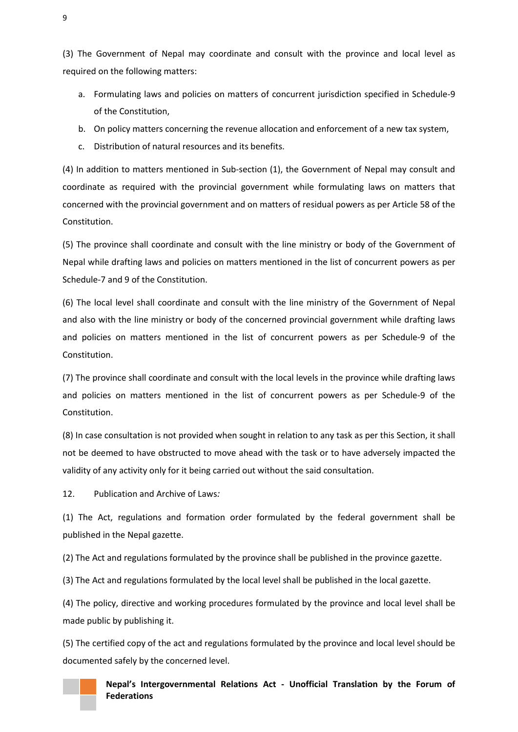(3) The Government of Nepal may coordinate and consult with the province and local level as required on the following matters:

a. Formulating laws and policies on matters of concurrent jurisdiction specified in Schedule-9 of the Constitution,
b. On policy matters concerning the revenue allocation and enforcement of a new tax system,
c. Distribution of natural resources and its benefits.

(4) In addition to matters mentioned in Sub-section (1), the Government of Nepal may consult and coordinate as required with the provincial government while formulating laws on matters that concerned with the provincial government and on matters of residual powers as per Article 58 of the Constitution.

(5) The province shall coordinate and consult with the line ministry or body of the Government of Nepal while drafting laws and policies on matters mentioned in the list of concurrent powers as per Schedule-7 and 9 of the Constitution.

(6) The local level shall coordinate and consult with the line ministry of the Government of Nepal and also with the line ministry or body of the concerned provincial government while drafting laws and policies on matters mentioned in the list of concurrent powers as per Schedule-9 of the Constitution.

(7) The province shall coordinate and consult with the local levels in the province while drafting laws and policies on matters mentioned in the list of concurrent powers as per Schedule-9 of the Constitution.

(8) In case consultation is not provided when sought in relation to any task as per this Section, it shall not be deemed to have obstructed to move ahead with the task or to have adversely impacted the validity of any activity only for it being carried out without the said consultation.

12. Publication and Archive of Laws*:*

(1) The Act, regulations and formation order formulated by the federal government shall be published in the Nepal gazette.

(2) The Act and regulations formulated by the province shall be published in the province gazette.

(3) The Act and regulations formulated by the local level shall be published in the local gazette.

(4) The policy, directive and working procedures formulated by the province and local level shall be made public by publishing it.

(5) The certified copy of the act and regulations formulated by the province and local level should be documented safely by the concerned level.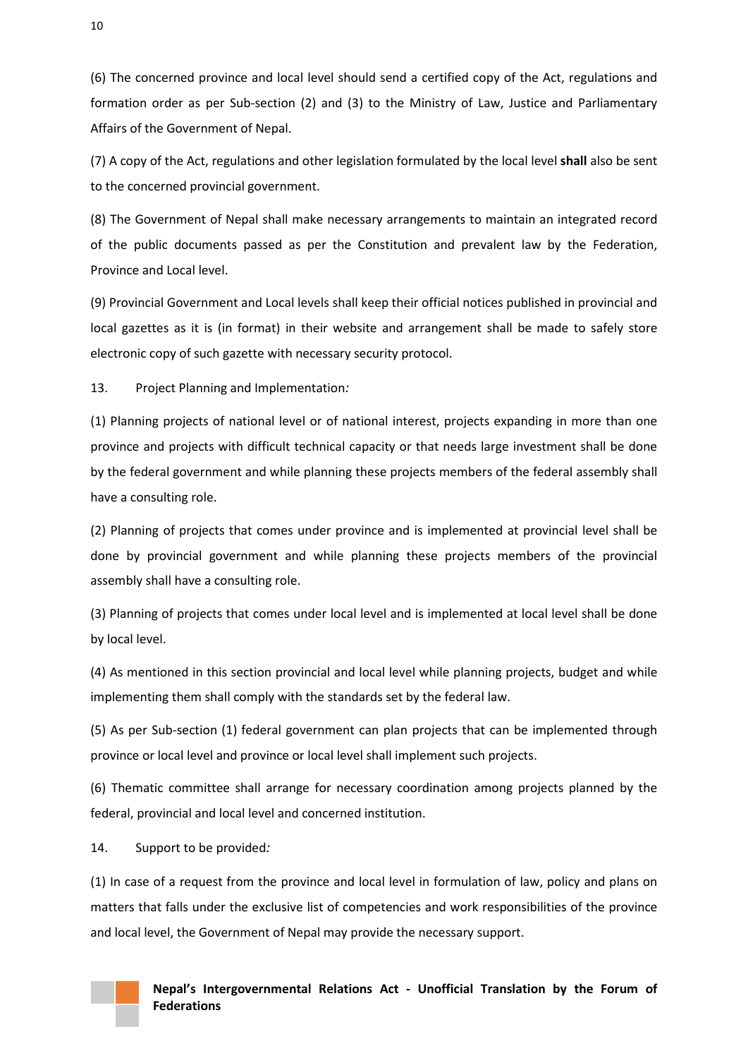(6) The concerned province and local level should send a certified copy of the Act, regulations and formation order as per Sub-section (2) and (3) to the Ministry of Law, Justice and Parliamentary Affairs of the Government of Nepal.

(7) A copy of the Act, regulations and other legislation formulated by the local level **shall** also be sent to the concerned provincial government.

(8) The Government of Nepal shall make necessary arrangements to maintain an integrated record of the public documents passed as per the Constitution and prevalent law by the Federation, Province and Local level.

(9) Provincial Government and Local levels shall keep their official notices published in provincial and local gazettes as it is (in format) in their website and arrangement shall be made to safely store electronic copy of such gazette with necessary security protocol.

13. Project Planning and Implementation*:*

(1) Planning projects of national level or of national interest, projects expanding in more than one province and projects with difficult technical capacity or that needs large investment shall be done by the federal government and while planning these projects members of the federal assembly shall have a consulting role.

(2) Planning of projects that comes under province and is implemented at provincial level shall be done by provincial government and while planning these projects members of the provincial assembly shall have a consulting role.

(3) Planning of projects that comes under local level and is implemented at local level shall be done by local level.

(4) As mentioned in this section provincial and local level while planning projects, budget and while implementing them shall comply with the standards set by the federal law.

(5) As per Sub-section (1) federal government can plan projects that can be implemented through province or local level and province or local level shall implement such projects.

(6) Thematic committee shall arrange for necessary coordination among projects planned by the federal, provincial and local level and concerned institution.

14. Support to be provided*:*

(1) In case of a request from the province and local level in formulation of law, policy and plans on matters that falls under the exclusive list of competencies and work responsibilities of the province and local level, the Government of Nepal may provide the necessary support.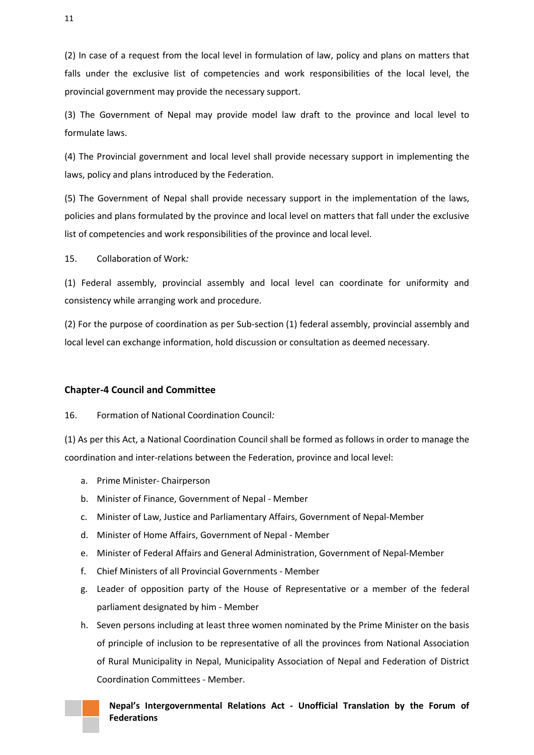(2) In case of a request from the local level in formulation of law, policy and plans on matters that falls under the exclusive list of competencies and work responsibilities of the local level, the provincial government may provide the necessary support.

(3) The Government of Nepal may provide model law draft to the province and local level to formulate laws.

(4) The Provincial government and local level shall provide necessary support in implementing the laws, policy and plans introduced by the Federation.

(5) The Government of Nepal shall provide necessary support in the implementation of the laws, policies and plans formulated by the province and local level on matters that fall under the exclusive list of competencies and work responsibilities of the province and local level.

15. Collaboration of Work*:*

(1) Federal assembly, provincial assembly and local level can coordinate for uniformity and consistency while arranging work and procedure.

(2) For the purpose of coordination as per Sub-section (1) federal assembly, provincial assembly and local level can exchange information, hold discussion or consultation as deemed necessary.

## Chapter-4 Council and Committee

16. Formation of National Coordination Council*:*

(1) As per this Act, a National Coordination Council shall be formed as follows in order to manage the coordination and inter-relations between the Federation, province and local level:

a. Prime Minister- Chairperson
b. Minister of Finance, Government of Nepal - Member
c. Minister of Law, Justice and Parliamentary Affairs, Government of Nepal-Member
d. Minister of Home Affairs, Government of Nepal - Member
e. Minister of Federal Affairs and General Administration, Government of Nepal-Member
f. Chief Ministers of all Provincial Governments - Member
g. Leader of opposition party of the House of Representative or a member of the federal parliament designated by him - Member
h. Seven persons including at least three women nominated by the Prime Minister on the basis of principle of inclusion to be representative of all the provinces from National Association of Rural Municipality in Nepal, Municipality Association of Nepal and Federation of District Coordination Committees - Member.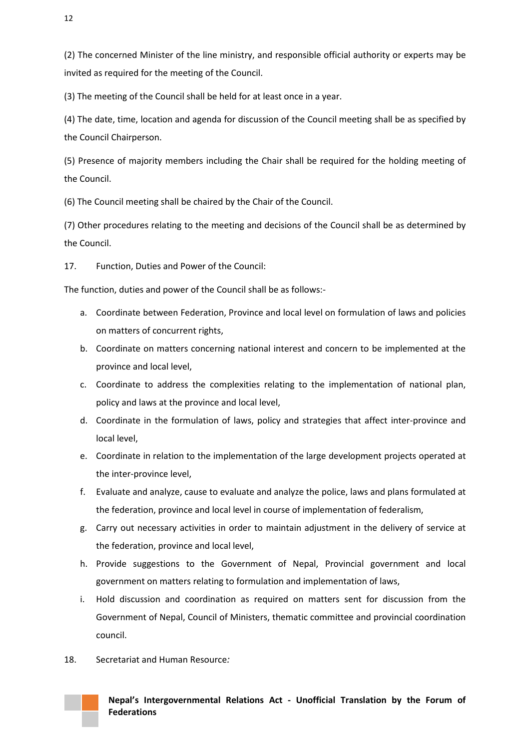(2) The concerned Minister of the line ministry, and responsible official authority or experts may be invited as required for the meeting of the Council.

(3) The meeting of the Council shall be held for at least once in a year.

(4) The date, time, location and agenda for discussion of the Council meeting shall be as specified by the Council Chairperson.

(5) Presence of majority members including the Chair shall be required for the holding meeting of the Council.

(6) The Council meeting shall be chaired by the Chair of the Council.

(7) Other procedures relating to the meeting and decisions of the Council shall be as determined by the Council.

17. Function, Duties and Power of the Council:

The function, duties and power of the Council shall be as follows:-

a. Coordinate between Federation, Province and local level on formulation of laws and policies on matters of concurrent rights,
b. Coordinate on matters concerning national interest and concern to be implemented at the province and local level,
c. Coordinate to address the complexities relating to the implementation of national plan, policy and laws at the province and local level,
d. Coordinate in the formulation of laws, policy and strategies that affect inter-province and local level,
e. Coordinate in relation to the implementation of the large development projects operated at the inter-province level,
f. Evaluate and analyze, cause to evaluate and analyze the police, laws and plans formulated at the federation, province and local level in course of implementation of federalism,
g. Carry out necessary activities in order to maintain adjustment in the delivery of service at the federation, province and local level,
h. Provide suggestions to the Government of Nepal, Provincial government and local government on matters relating to formulation and implementation of laws,
i. Hold discussion and coordination as required on matters sent for discussion from the Government of Nepal, Council of Ministers, thematic committee and provincial coordination council.

18. Secretariat and Human Resource*:*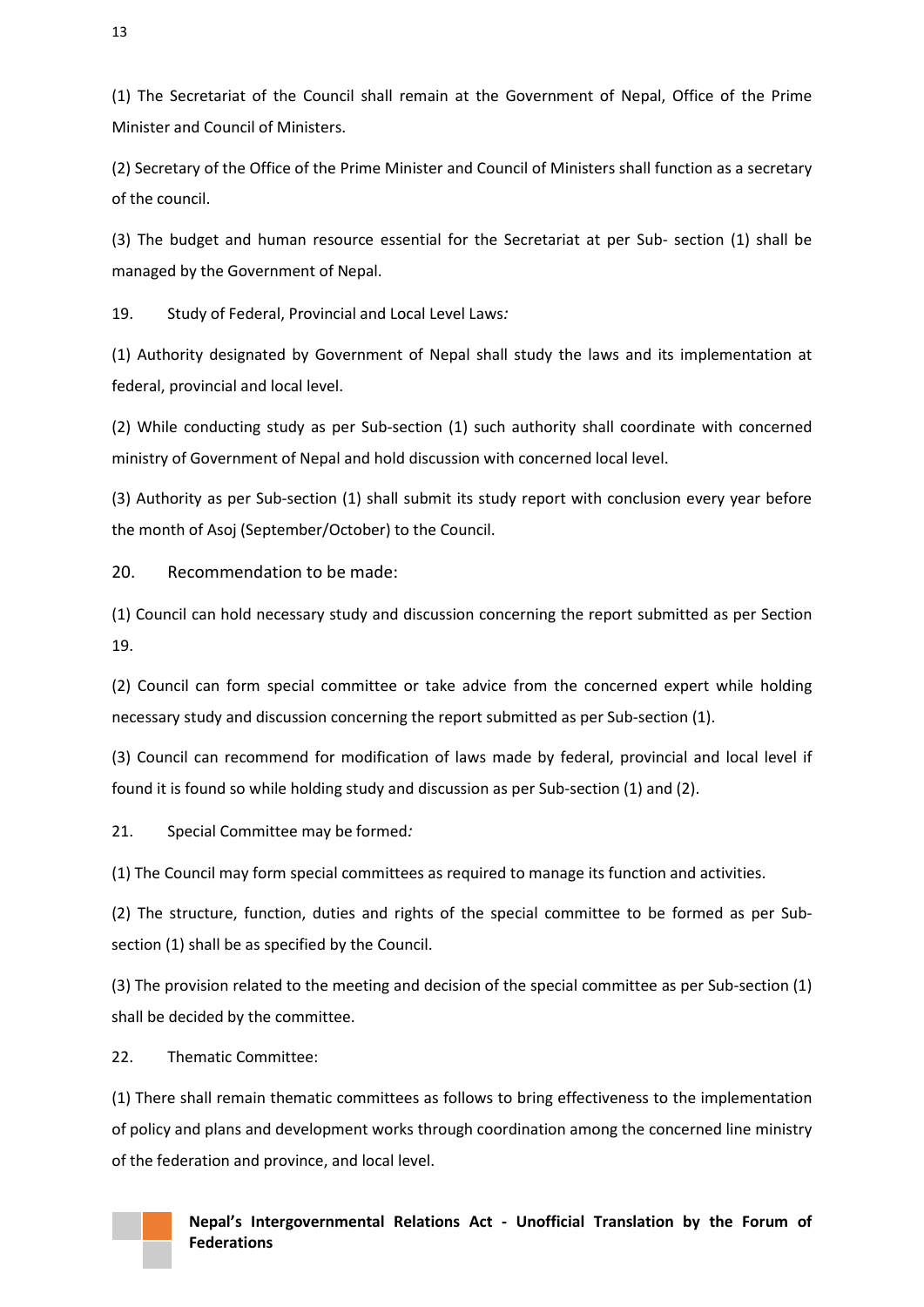(1) The Secretariat of the Council shall remain at the Government of Nepal, Office of the Prime Minister and Council of Ministers.

(2) Secretary of the Office of the Prime Minister and Council of Ministers shall function as a secretary of the council.

(3) The budget and human resource essential for the Secretariat at per Sub- section (1) shall be managed by the Government of Nepal.

19. Study of Federal, Provincial and Local Level Laws*:*

(1) Authority designated by Government of Nepal shall study the laws and its implementation at federal, provincial and local level.

(2) While conducting study as per Sub-section (1) such authority shall coordinate with concerned ministry of Government of Nepal and hold discussion with concerned local level.

(3) Authority as per Sub-section (1) shall submit its study report with conclusion every year before the month of Asoj (September/October) to the Council.

20. Recommendation to be made:

(1) Council can hold necessary study and discussion concerning the report submitted as per Section 19.

(2) Council can form special committee or take advice from the concerned expert while holding necessary study and discussion concerning the report submitted as per Sub-section (1).

(3) Council can recommend for modification of laws made by federal, provincial and local level if found it is found so while holding study and discussion as per Sub-section (1) and (2).

21. Special Committee may be formed*:*

(1) The Council may form special committees as required to manage its function and activities.

(2) The structure, function, duties and rights of the special committee to be formed as per Sub-section (1) shall be as specified by the Council.

(3) The provision related to the meeting and decision of the special committee as per Sub-section (1) shall be decided by the committee.

22. Thematic Committee:

(1) There shall remain thematic committees as follows to bring effectiveness to the implementation of policy and plans and development works through coordination among the concerned line ministry of the federation and province, and local level.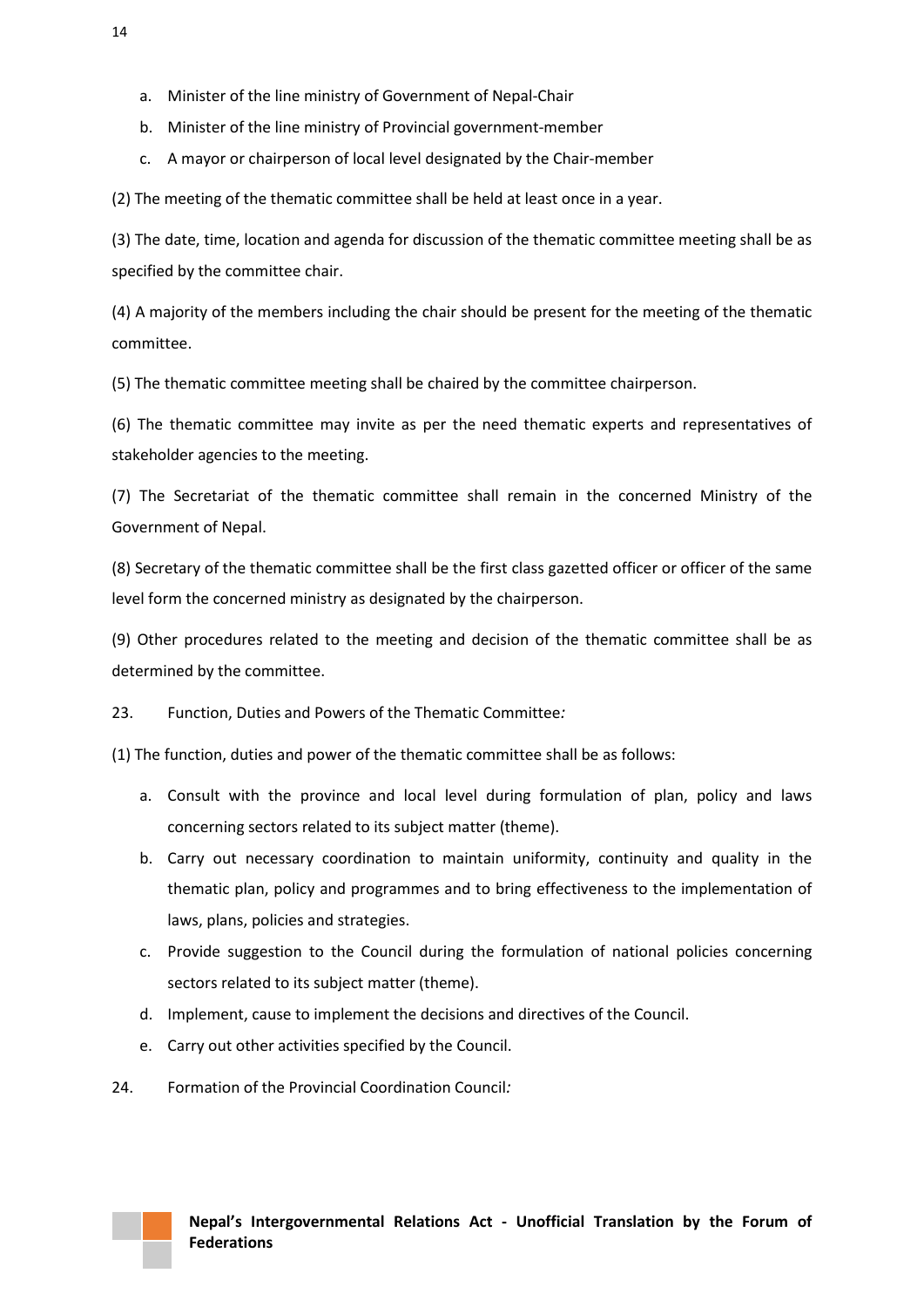a. Minister of the line ministry of Government of Nepal-Chair
b. Minister of the line ministry of Provincial government-member
c. A mayor or chairperson of local level designated by the Chair-member

(2) The meeting of the thematic committee shall be held at least once in a year.

(3) The date, time, location and agenda for discussion of the thematic committee meeting shall be as specified by the committee chair.

(4) A majority of the members including the chair should be present for the meeting of the thematic committee.

(5) The thematic committee meeting shall be chaired by the committee chairperson.

(6) The thematic committee may invite as per the need thematic experts and representatives of stakeholder agencies to the meeting.

(7) The Secretariat of the thematic committee shall remain in the concerned Ministry of the Government of Nepal.

(8) Secretary of the thematic committee shall be the first class gazetted officer or officer of the same level form the concerned ministry as designated by the chairperson.

(9) Other procedures related to the meeting and decision of the thematic committee shall be as determined by the committee.

23. Function, Duties and Powers of the Thematic Committee*:*

(1) The function, duties and power of the thematic committee shall be as follows:

a. Consult with the province and local level during formulation of plan, policy and laws concerning sectors related to its subject matter (theme).
b. Carry out necessary coordination to maintain uniformity, continuity and quality in the thematic plan, policy and programmes and to bring effectiveness to the implementation of laws, plans, policies and strategies.
c. Provide suggestion to the Council during the formulation of national policies concerning sectors related to its subject matter (theme).
d. Implement, cause to implement the decisions and directives of the Council.
e. Carry out other activities specified by the Council.

24. Formation of the Provincial Coordination Council*:*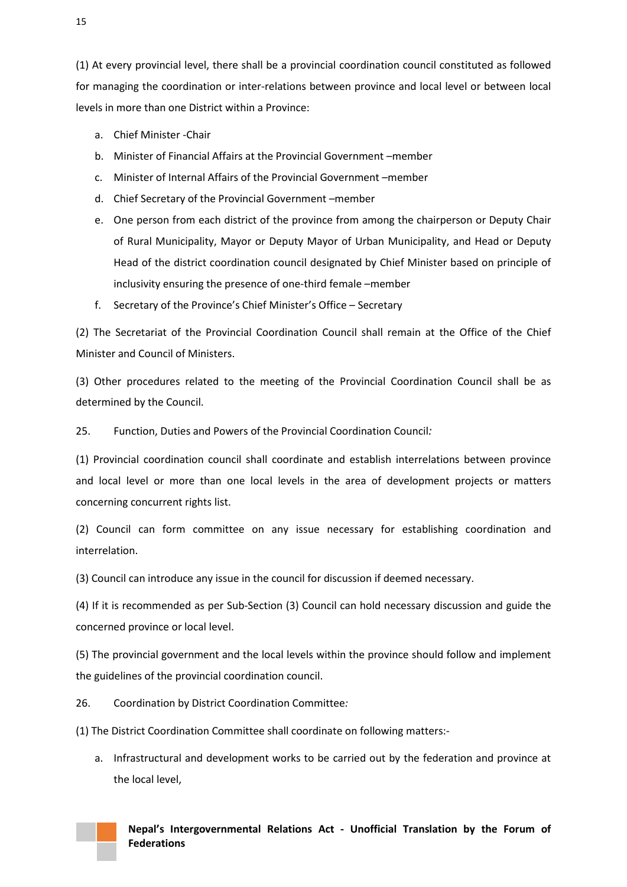(1) At every provincial level, there shall be a provincial coordination council constituted as followed for managing the coordination or inter-relations between province and local level or between local levels in more than one District within a Province:

a. Chief Minister -Chair
b. Minister of Financial Affairs at the Provincial Government –member
c. Minister of Internal Affairs of the Provincial Government –member
d. Chief Secretary of the Provincial Government –member
e. One person from each district of the province from among the chairperson or Deputy Chair of Rural Municipality, Mayor or Deputy Mayor of Urban Municipality, and Head or Deputy Head of the district coordination council designated by Chief Minister based on principle of inclusivity ensuring the presence of one-third female –member
f. Secretary of the Province's Chief Minister's Office – Secretary

(2) The Secretariat of the Provincial Coordination Council shall remain at the Office of the Chief Minister and Council of Ministers.

(3) Other procedures related to the meeting of the Provincial Coordination Council shall be as determined by the Council.

25. Function, Duties and Powers of the Provincial Coordination Council*:*

(1) Provincial coordination council shall coordinate and establish interrelations between province and local level or more than one local levels in the area of development projects or matters concerning concurrent rights list.

(2) Council can form committee on any issue necessary for establishing coordination and interrelation.

(3) Council can introduce any issue in the council for discussion if deemed necessary.

(4) If it is recommended as per Sub-Section (3) Council can hold necessary discussion and guide the concerned province or local level.

(5) The provincial government and the local levels within the province should follow and implement the guidelines of the provincial coordination council.

26. Coordination by District Coordination Committee*:*

(1) The District Coordination Committee shall coordinate on following matters:-

a. Infrastructural and development works to be carried out by the federation and province at the local level,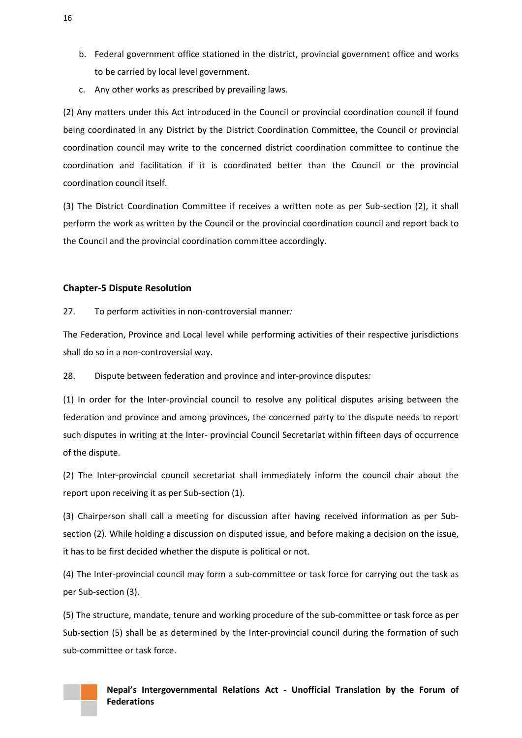b. Federal government office stationed in the district, provincial government office and works to be carried by local level government.
c. Any other works as prescribed by prevailing laws.

(2) Any matters under this Act introduced in the Council or provincial coordination council if found being coordinated in any District by the District Coordination Committee, the Council or provincial coordination council may write to the concerned district coordination committee to continue the coordination and facilitation if it is coordinated better than the Council or the provincial coordination council itself.

(3) The District Coordination Committee if receives a written note as per Sub-section (2), it shall perform the work as written by the Council or the provincial coordination council and report back to the Council and the provincial coordination committee accordingly.

## Chapter-5 Dispute Resolution

27. To perform activities in non-controversial manner*:*

The Federation, Province and Local level while performing activities of their respective jurisdictions shall do so in a non-controversial way.

28. Dispute between federation and province and inter-province disputes*:*

(1) In order for the Inter-provincial council to resolve any political disputes arising between the federation and province and among provinces, the concerned party to the dispute needs to report such disputes in writing at the Inter- provincial Council Secretariat within fifteen days of occurrence of the dispute.

(2) The Inter-provincial council secretariat shall immediately inform the council chair about the report upon receiving it as per Sub-section (1).

(3) Chairperson shall call a meeting for discussion after having received information as per Sub-section (2). While holding a discussion on disputed issue, and before making a decision on the issue, it has to be first decided whether the dispute is political or not.

(4) The Inter-provincial council may form a sub-committee or task force for carrying out the task as per Sub-section (3).

(5) The structure, mandate, tenure and working procedure of the sub-committee or task force as per Sub-section (5) shall be as determined by the Inter-provincial council during the formation of such sub-committee or task force.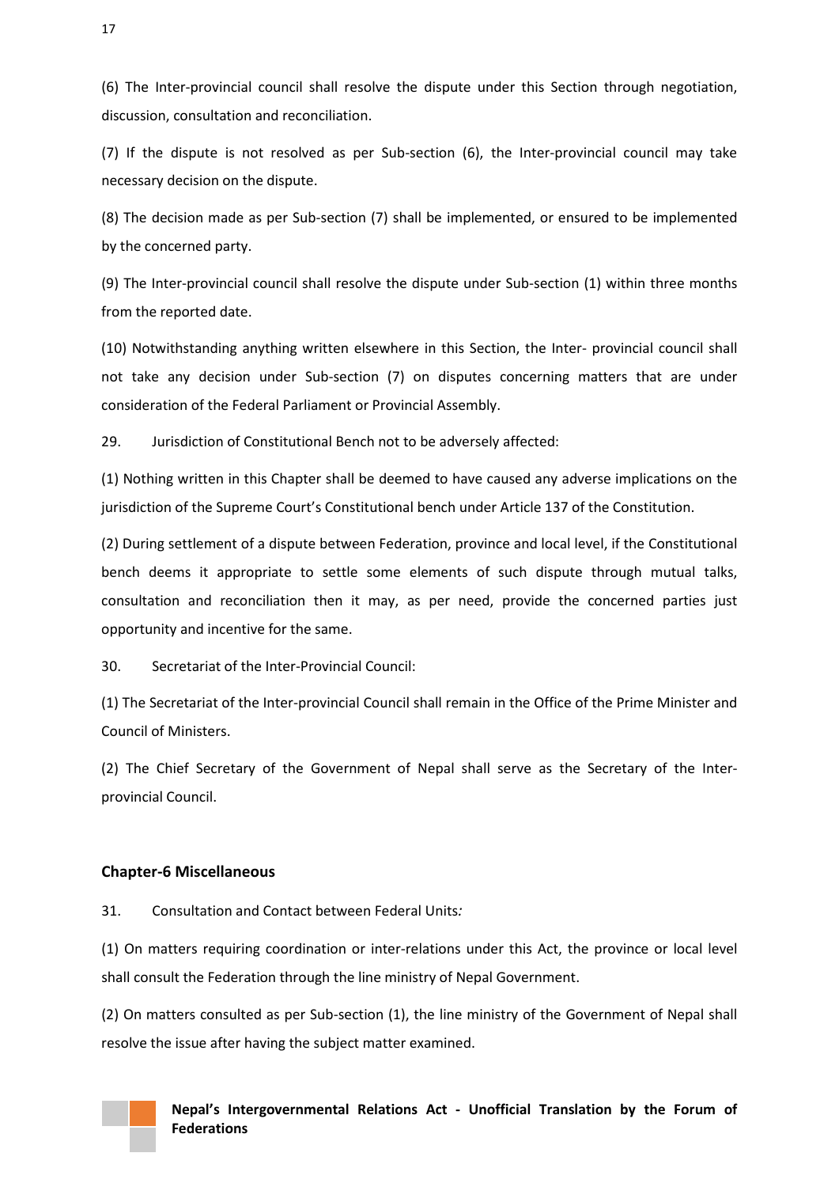(6) The Inter-provincial council shall resolve the dispute under this Section through negotiation, discussion, consultation and reconciliation.

(7) If the dispute is not resolved as per Sub-section (6), the Inter-provincial council may take necessary decision on the dispute.

(8) The decision made as per Sub-section (7) shall be implemented, or ensured to be implemented by the concerned party.

(9) The Inter-provincial council shall resolve the dispute under Sub-section (1) within three months from the reported date.

(10) Notwithstanding anything written elsewhere in this Section, the Inter- provincial council shall not take any decision under Sub-section (7) on disputes concerning matters that are under consideration of the Federal Parliament or Provincial Assembly.

29. Jurisdiction of Constitutional Bench not to be adversely affected:

(1) Nothing written in this Chapter shall be deemed to have caused any adverse implications on the jurisdiction of the Supreme Court's Constitutional bench under Article 137 of the Constitution.

(2) During settlement of a dispute between Federation, province and local level, if the Constitutional bench deems it appropriate to settle some elements of such dispute through mutual talks, consultation and reconciliation then it may, as per need, provide the concerned parties just opportunity and incentive for the same.

30. Secretariat of the Inter-Provincial Council:

(1) The Secretariat of the Inter-provincial Council shall remain in the Office of the Prime Minister and Council of Ministers.

(2) The Chief Secretary of the Government of Nepal shall serve as the Secretary of the Inter-provincial Council.

## Chapter-6 Miscellaneous

31. Consultation and Contact between Federal Units*:*

(1) On matters requiring coordination or inter-relations under this Act, the province or local level shall consult the Federation through the line ministry of Nepal Government.

(2) On matters consulted as per Sub-section (1), the line ministry of the Government of Nepal shall resolve the issue after having the subject matter examined.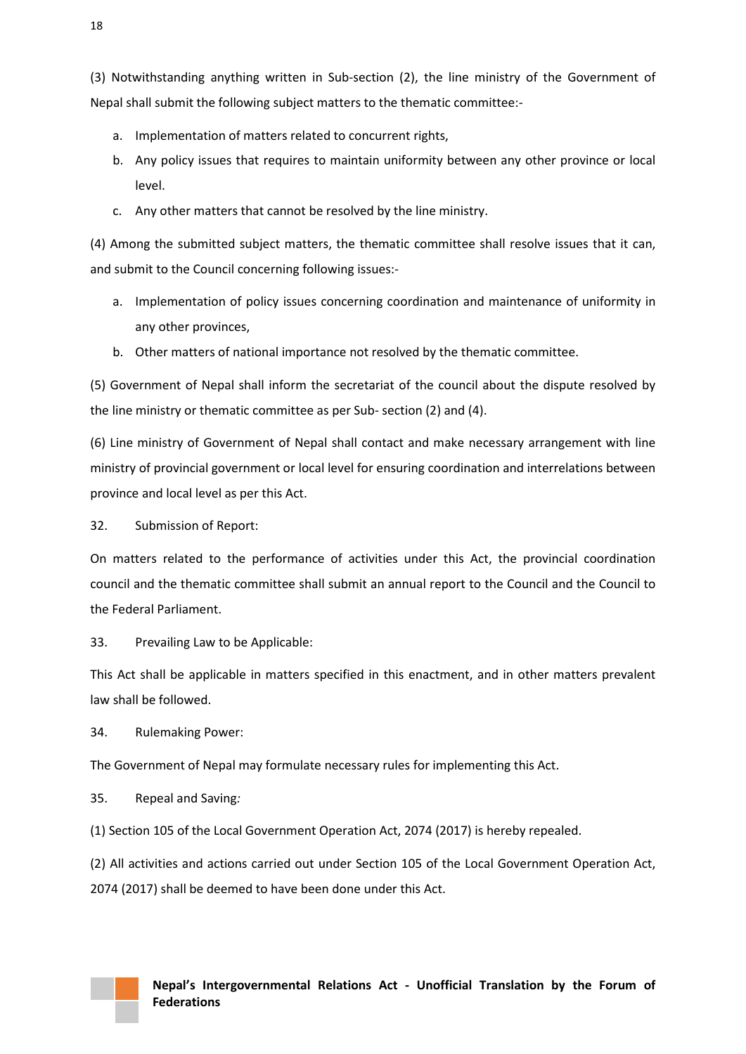(3) Notwithstanding anything written in Sub-section (2), the line ministry of the Government of Nepal shall submit the following subject matters to the thematic committee:-

a. Implementation of matters related to concurrent rights,

b. Any policy issues that requires to maintain uniformity between any other province or local level.

c. Any other matters that cannot be resolved by the line ministry.

(4) Among the submitted subject matters, the thematic committee shall resolve issues that it can, and submit to the Council concerning following issues:-

a. Implementation of policy issues concerning coordination and maintenance of uniformity in any other provinces,

b. Other matters of national importance not resolved by the thematic committee.

(5) Government of Nepal shall inform the secretariat of the council about the dispute resolved by the line ministry or thematic committee as per Sub- section (2) and (4).

(6) Line ministry of Government of Nepal shall contact and make necessary arrangement with line ministry of provincial government or local level for ensuring coordination and interrelations between province and local level as per this Act.

32. Submission of Report:

On matters related to the performance of activities under this Act, the provincial coordination council and the thematic committee shall submit an annual report to the Council and the Council to the Federal Parliament.

33. Prevailing Law to be Applicable:

This Act shall be applicable in matters specified in this enactment, and in other matters prevalent law shall be followed.

34. Rulemaking Power:

The Government of Nepal may formulate necessary rules for implementing this Act.

35. Repeal and Saving*:*

(1) Section 105 of the Local Government Operation Act, 2074 (2017) is hereby repealed.

(2) All activities and actions carried out under Section 105 of the Local Government Operation Act, 2074 (2017) shall be deemed to have been done under this Act.